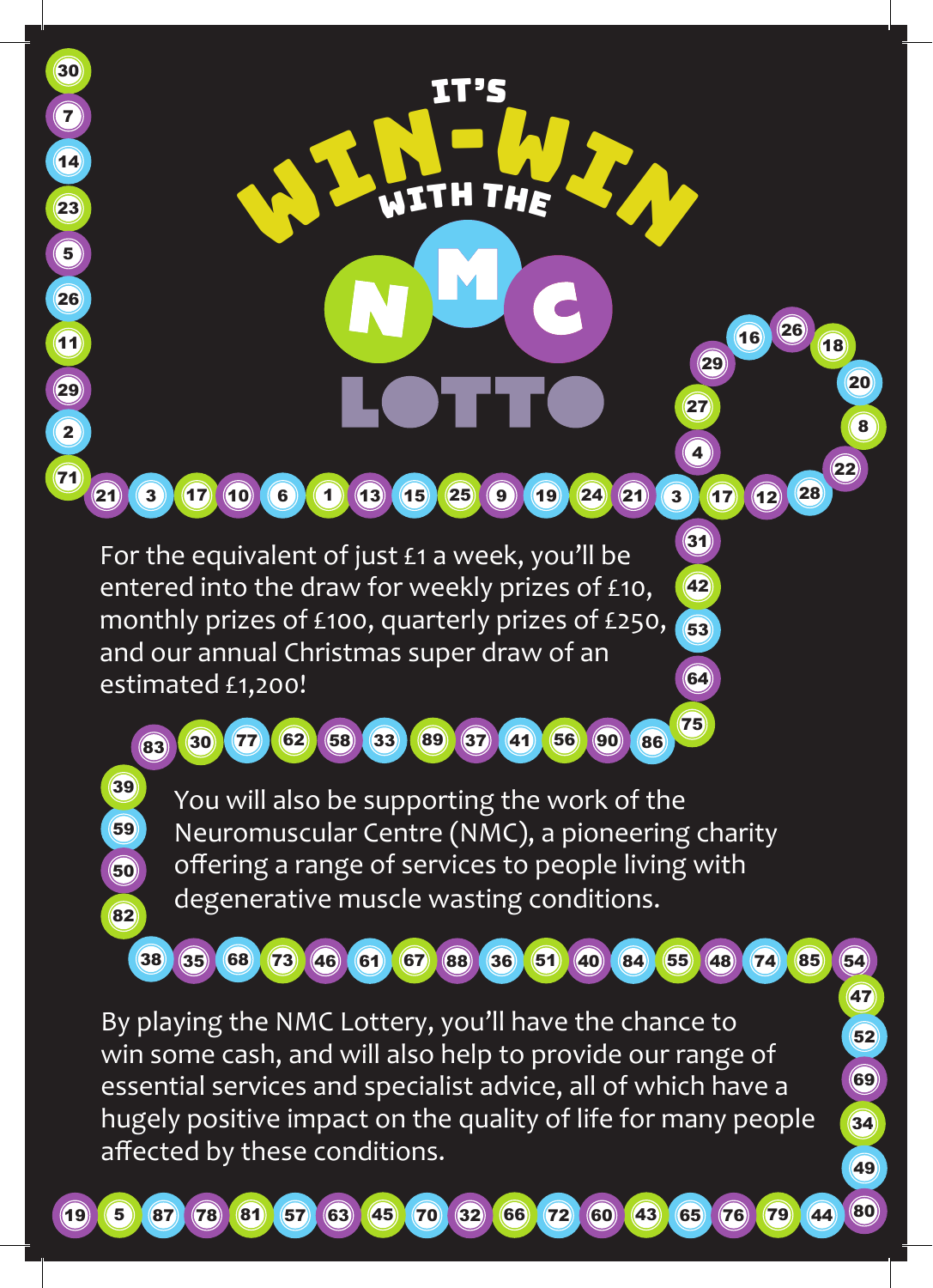# IT'S WIN-WIN WITH THE NMC LOTTO

For the equivalent of just £1 a week, you'll be entered into the draw for weekly prizes of £10, monthly prizes of £100, quarterly prizes of £250, and our annual Christmas super draw of an estimated £1,200!

You will also be supporting the work of the Neuromuscular Centre (NMC), a pioneering charity offering a range of services to people living with degenerative muscle wasting conditions.

By playing the NMC Lottery, you'll have the chance to win some cash, and will also help to provide our range of essential services and specialist advice, all of which have a hugely positive impact on the quality of life for many people affected by these conditions.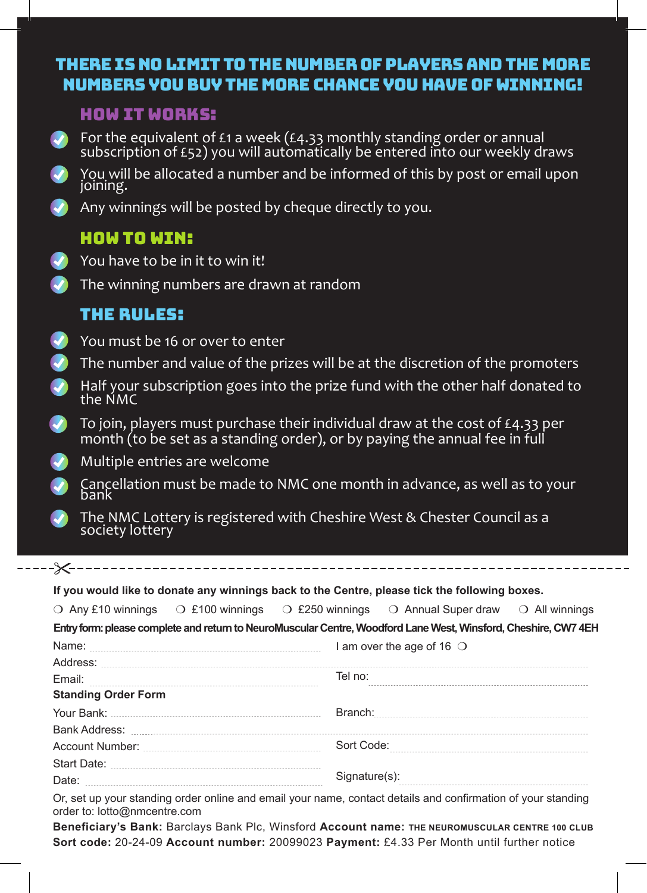## THERE IS NO LIMIT TO THE NUMBER OF PLAYERS AND THE MORE NUMBERS YOU BUY THE MORE CHANCE YOU HAVE OF WINNING!

### HOW IT WORKS:

- For the equivalent of £1 a week (£4.33 monthly standing order or annual subscription of £52) you will automatically be entered into our weekly draws
- You will be allocated a number and be informed of this by post or email upon joining.
- Any winnings will be posted by cheque directly to you.

### HOW TO WIN:

- You have to be in it to win it!
- The winning numbers are drawn at random

### THE RULES:

- You must be 16 or over to enter
- The number and value of the prizes will be at the discretion of the promoters
- Half your subscription goes into the prize fund with the other half donated to the NMC
- To join, players must purchase their individual draw at the cost of £4.33 per month (to be set as a standing order), or by paying the annual fee in full
- Multiple entries are welcome
- Cancellation must be made to NMC one month in advance, as well as to your bank
- The NMC Lottery is registered with Cheshire West & Chester Council as a society lottery

---

**If you would like to donate any winnings back to the Centre, please tick the following boxes.**

❍ Any £10 winnings ❍ £100 winnings ❍ £250 winnings ❍ Annual Super draw ❍ All winnings

**Entry form: please complete and return to NeuroMuscular Centre, Woodford Lane West, Winsford, Cheshire, CW7 4EH**

Name: .................................... I am over the age of 16 ❍

Address: ....................................

Email: .................................... Tel no: ....................................

**Standing Order Form**

Your Bank: .................................... Branch: ....................................

Bank Address: ....................................

Account Number: .................................... Sort Code: ....................................

Start Date: ....................................

Date: .................................... Signature(s): ....................................

Or, set up your standing order online and email your name, contact details and confirmation of your standing order to: lotto@nmcentre.com

**Beneficiary's Bank:** Barclays Bank Plc, Winsford **Account name:** THE NEUROMUSCULAR CENTRE 100 CLUB
**Sort code:** 20-24-09 **Account number:** 20099023 **Payment:** £4.33 Per Month until further notice